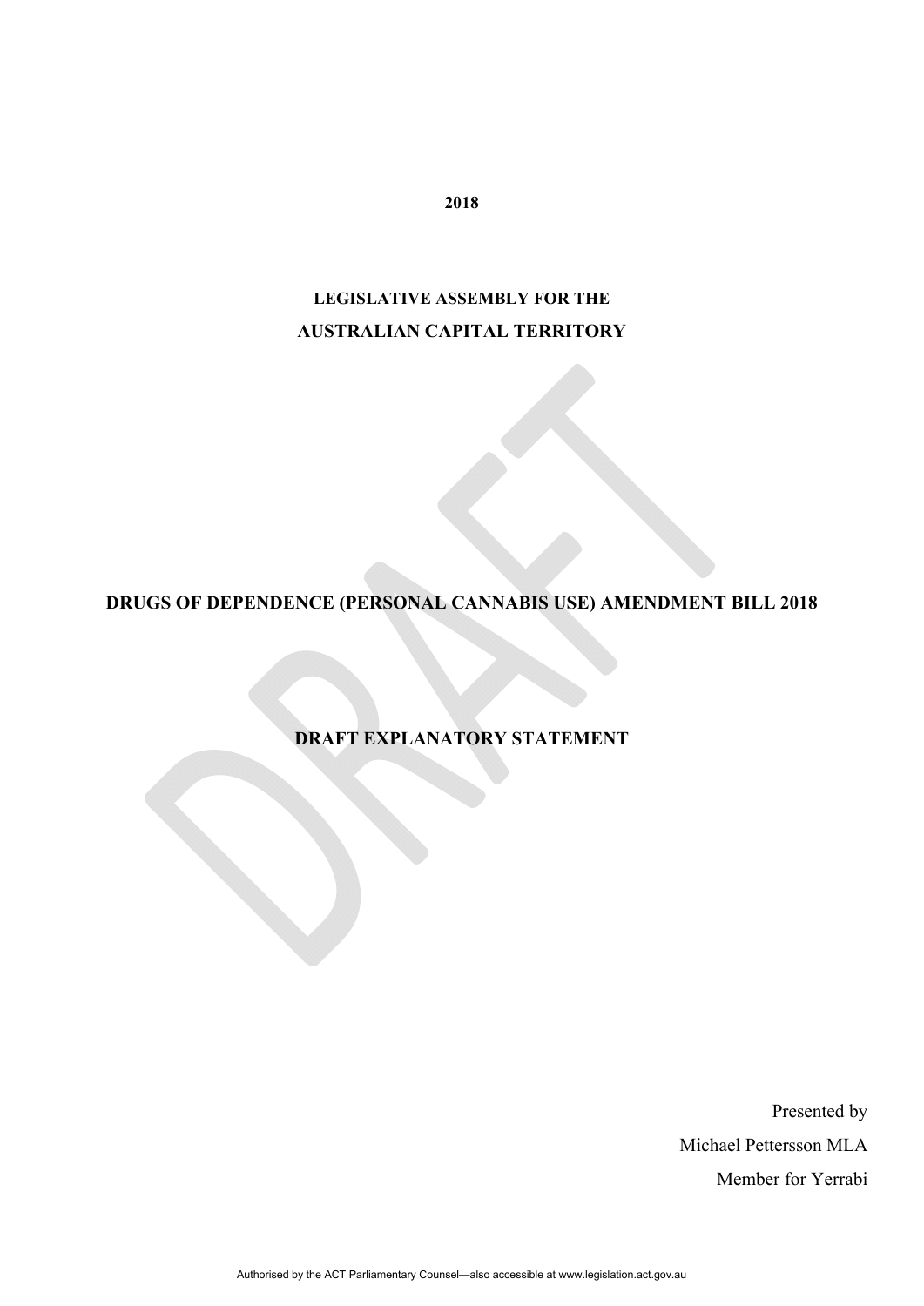**2018**

**LEGISLATIVE ASSEMBLY FOR THE**

**AUSTRALIAN CAPITAL TERRITORY**

# DRUGS OF DEPENDENCE (PERSONAL CANNABIS USE) AMENDMENT BILL 2018

## DRAFT EXPLANATORY STATEMENT

Presented by

Michael Pettersson MLA

Member for Yerrabi

Authorised by the ACT Parliamentary Counsel—also accessible at www.legislation.act.gov.au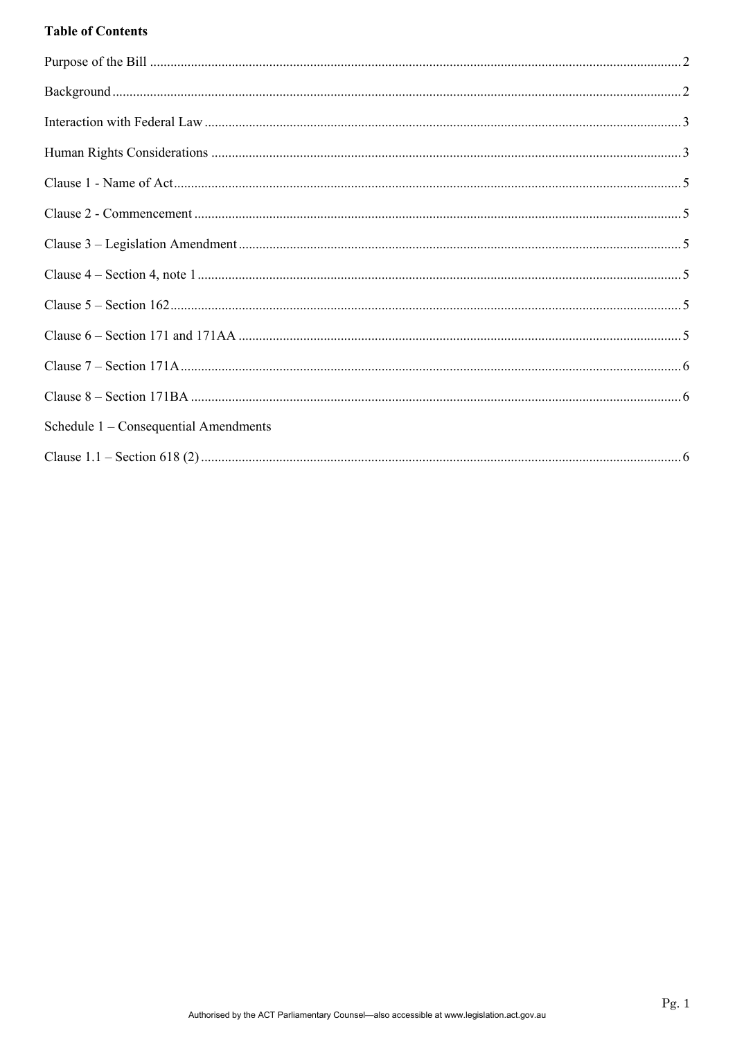**Table of Contents**

Purpose of the Bill ........................................................................................................................................ 2

Background .................................................................................................................................................. 2

Interaction with Federal Law ........................................................................................................................ 3

Human Rights Considerations ...................................................................................................................... 3

Clause 1 - Name of Act ................................................................................................................................. 5

Clause 2 - Commencement ........................................................................................................................... 5

Clause 3 – Legislation Amendment .............................................................................................................. 5

Clause 4 – Section 4, note 1 .......................................................................................................................... 5

Clause 5 – Section 162 .................................................................................................................................. 5

Clause 6 – Section 171 and 171AA ............................................................................................................... 5

Clause 7 – Section 171A ............................................................................................................................... 6

Clause 8 – Section 171BA ............................................................................................................................. 6

Schedule 1 – Consequential Amendments

Clause 1.1 – Section 618 (2) .......................................................................................................................... 6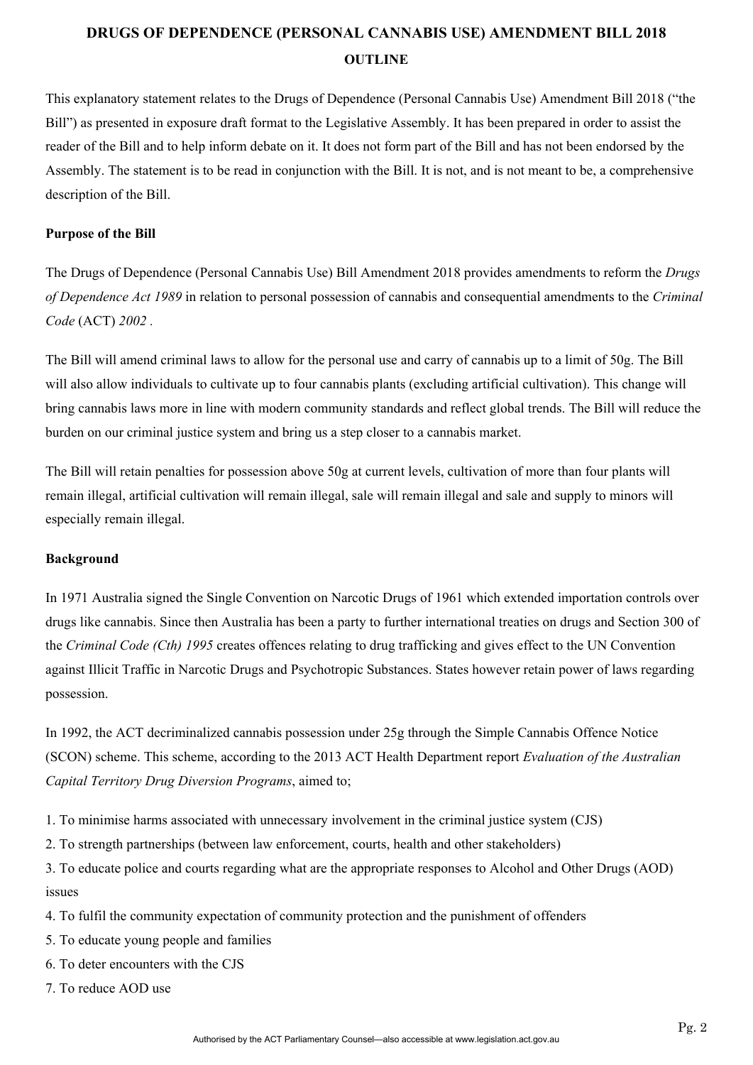# DRUGS OF DEPENDENCE (PERSONAL CANNABIS USE) AMENDMENT BILL 2018

## OUTLINE

This explanatory statement relates to the Drugs of Dependence (Personal Cannabis Use) Amendment Bill 2018 ("the Bill") as presented in exposure draft format to the Legislative Assembly. It has been prepared in order to assist the reader of the Bill and to help inform debate on it. It does not form part of the Bill and has not been endorsed by the Assembly. The statement is to be read in conjunction with the Bill. It is not, and is not meant to be, a comprehensive description of the Bill.

### Purpose of the Bill

The Drugs of Dependence (Personal Cannabis Use) Bill Amendment 2018 provides amendments to reform the *Drugs of Dependence Act 1989* in relation to personal possession of cannabis and consequential amendments to the *Criminal Code* (ACT) *2002* .

The Bill will amend criminal laws to allow for the personal use and carry of cannabis up to a limit of 50g. The Bill will also allow individuals to cultivate up to four cannabis plants (excluding artificial cultivation). This change will bring cannabis laws more in line with modern community standards and reflect global trends. The Bill will reduce the burden on our criminal justice system and bring us a step closer to a cannabis market.

The Bill will retain penalties for possession above 50g at current levels, cultivation of more than four plants will remain illegal, artificial cultivation will remain illegal, sale will remain illegal and sale and supply to minors will especially remain illegal.

### Background

In 1971 Australia signed the Single Convention on Narcotic Drugs of 1961 which extended importation controls over drugs like cannabis. Since then Australia has been a party to further international treaties on drugs and Section 300 of the *Criminal Code (Cth) 1995* creates offences relating to drug trafficking and gives effect to the UN Convention against Illicit Traffic in Narcotic Drugs and Psychotropic Substances. States however retain power of laws regarding possession.

In 1992, the ACT decriminalized cannabis possession under 25g through the Simple Cannabis Offence Notice (SCON) scheme. This scheme, according to the 2013 ACT Health Department report *Evaluation of the Australian Capital Territory Drug Diversion Programs*, aimed to;

1. To minimise harms associated with unnecessary involvement in the criminal justice system (CJS)
2. To strength partnerships (between law enforcement, courts, health and other stakeholders)
3. To educate police and courts regarding what are the appropriate responses to Alcohol and Other Drugs (AOD) issues
4. To fulfil the community expectation of community protection and the punishment of offenders
5. To educate young people and families
6. To deter encounters with the CJS
7. To reduce AOD use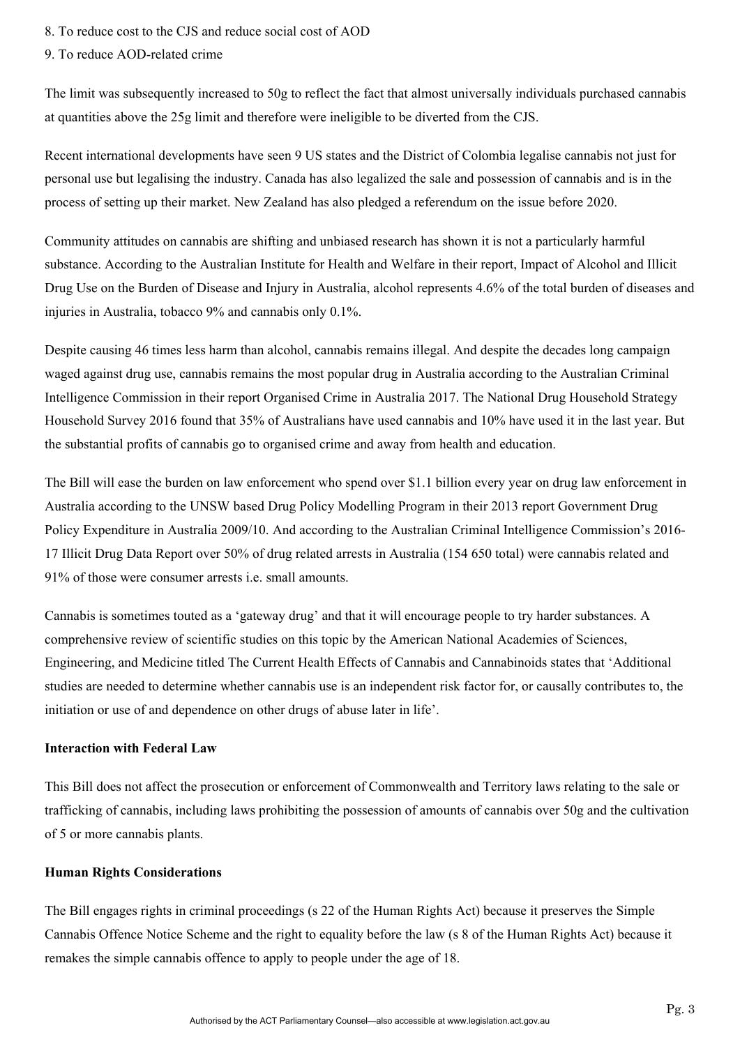8. To reduce cost to the CJS and reduce social cost of AOD
9. To reduce AOD-related crime

The limit was subsequently increased to 50g to reflect the fact that almost universally individuals purchased cannabis at quantities above the 25g limit and therefore were ineligible to be diverted from the CJS.

Recent international developments have seen 9 US states and the District of Colombia legalise cannabis not just for personal use but legalising the industry. Canada has also legalized the sale and possession of cannabis and is in the process of setting up their market. New Zealand has also pledged a referendum on the issue before 2020.

Community attitudes on cannabis are shifting and unbiased research has shown it is not a particularly harmful substance. According to the Australian Institute for Health and Welfare in their report, Impact of Alcohol and Illicit Drug Use on the Burden of Disease and Injury in Australia, alcohol represents 4.6% of the total burden of diseases and injuries in Australia, tobacco 9% and cannabis only 0.1%.

Despite causing 46 times less harm than alcohol, cannabis remains illegal. And despite the decades long campaign waged against drug use, cannabis remains the most popular drug in Australia according to the Australian Criminal Intelligence Commission in their report Organised Crime in Australia 2017. The National Drug Household Strategy Household Survey 2016 found that 35% of Australians have used cannabis and 10% have used it in the last year. But the substantial profits of cannabis go to organised crime and away from health and education.

The Bill will ease the burden on law enforcement who spend over $1.1 billion every year on drug law enforcement in Australia according to the UNSW based Drug Policy Modelling Program in their 2013 report Government Drug Policy Expenditure in Australia 2009/10. And according to the Australian Criminal Intelligence Commission's 2016-17 Illicit Drug Data Report over 50% of drug related arrests in Australia (154 650 total) were cannabis related and 91% of those were consumer arrests i.e. small amounts.

Cannabis is sometimes touted as a 'gateway drug' and that it will encourage people to try harder substances. A comprehensive review of scientific studies on this topic by the American National Academies of Sciences, Engineering, and Medicine titled The Current Health Effects of Cannabis and Cannabinoids states that 'Additional studies are needed to determine whether cannabis use is an independent risk factor for, or causally contributes to, the initiation or use of and dependence on other drugs of abuse later in life'.

**Interaction with Federal Law**

This Bill does not affect the prosecution or enforcement of Commonwealth and Territory laws relating to the sale or trafficking of cannabis, including laws prohibiting the possession of amounts of cannabis over 50g and the cultivation of 5 or more cannabis plants.

**Human Rights Considerations**

The Bill engages rights in criminal proceedings (s 22 of the Human Rights Act) because it preserves the Simple Cannabis Offence Notice Scheme and the right to equality before the law (s 8 of the Human Rights Act) because it remakes the simple cannabis offence to apply to people under the age of 18.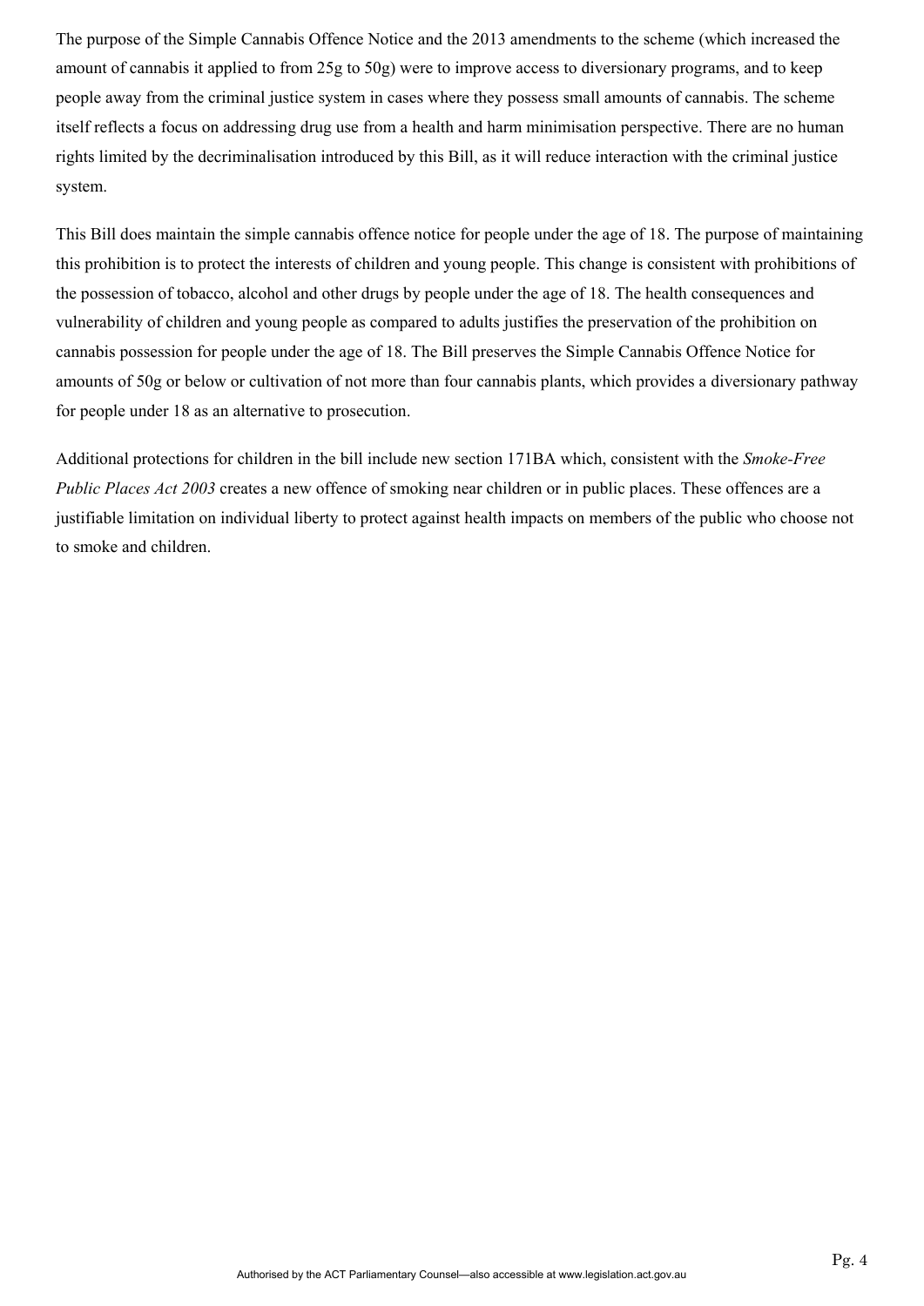The purpose of the Simple Cannabis Offence Notice and the 2013 amendments to the scheme (which increased the amount of cannabis it applied to from 25g to 50g) were to improve access to diversionary programs, and to keep people away from the criminal justice system in cases where they possess small amounts of cannabis. The scheme itself reflects a focus on addressing drug use from a health and harm minimisation perspective. There are no human rights limited by the decriminalisation introduced by this Bill, as it will reduce interaction with the criminal justice system.

This Bill does maintain the simple cannabis offence notice for people under the age of 18. The purpose of maintaining this prohibition is to protect the interests of children and young people. This change is consistent with prohibitions of the possession of tobacco, alcohol and other drugs by people under the age of 18. The health consequences and vulnerability of children and young people as compared to adults justifies the preservation of the prohibition on cannabis possession for people under the age of 18. The Bill preserves the Simple Cannabis Offence Notice for amounts of 50g or below or cultivation of not more than four cannabis plants, which provides a diversionary pathway for people under 18 as an alternative to prosecution.

Additional protections for children in the bill include new section 171BA which, consistent with the *Smoke-Free Public Places Act 2003* creates a new offence of smoking near children or in public places. These offences are a justifiable limitation on individual liberty to protect against health impacts on members of the public who choose not to smoke and children.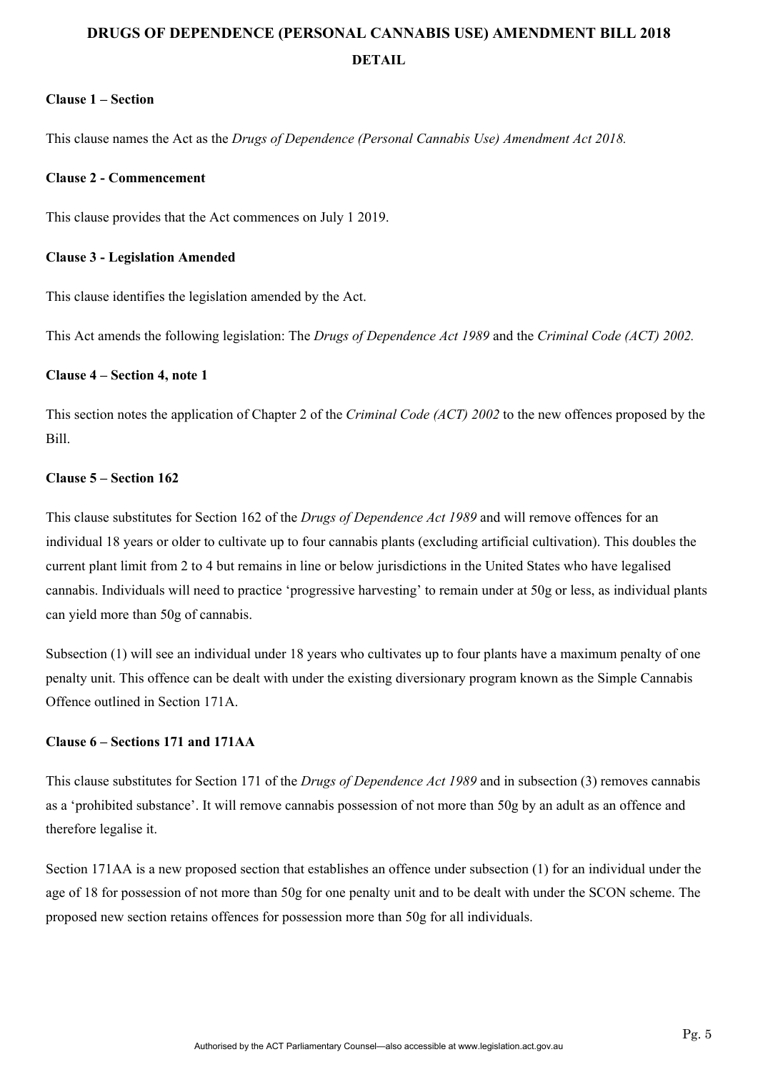# DRUGS OF DEPENDENCE (PERSONAL CANNABIS USE) AMENDMENT BILL 2018

## DETAIL

**Clause 1 – Section**

This clause names the Act as the *Drugs of Dependence (Personal Cannabis Use) Amendment Act 2018.*

**Clause 2 - Commencement**

This clause provides that the Act commences on July 1 2019.

**Clause 3 - Legislation Amended**

This clause identifies the legislation amended by the Act.

This Act amends the following legislation: The *Drugs of Dependence Act 1989* and the *Criminal Code (ACT) 2002.*

**Clause 4 – Section 4, note 1**

This section notes the application of Chapter 2 of the *Criminal Code (ACT) 2002* to the new offences proposed by the Bill.

**Clause 5 – Section 162**

This clause substitutes for Section 162 of the *Drugs of Dependence Act 1989* and will remove offences for an individual 18 years or older to cultivate up to four cannabis plants (excluding artificial cultivation). This doubles the current plant limit from 2 to 4 but remains in line or below jurisdictions in the United States who have legalised cannabis. Individuals will need to practice 'progressive harvesting' to remain under at 50g or less, as individual plants can yield more than 50g of cannabis.

Subsection (1) will see an individual under 18 years who cultivates up to four plants have a maximum penalty of one penalty unit. This offence can be dealt with under the existing diversionary program known as the Simple Cannabis Offence outlined in Section 171A.

**Clause 6 – Sections 171 and 171AA**

This clause substitutes for Section 171 of the *Drugs of Dependence Act 1989* and in subsection (3) removes cannabis as a 'prohibited substance'. It will remove cannabis possession of not more than 50g by an adult as an offence and therefore legalise it.

Section 171AA is a new proposed section that establishes an offence under subsection (1) for an individual under the age of 18 for possession of not more than 50g for one penalty unit and to be dealt with under the SCON scheme. The proposed new section retains offences for possession more than 50g for all individuals.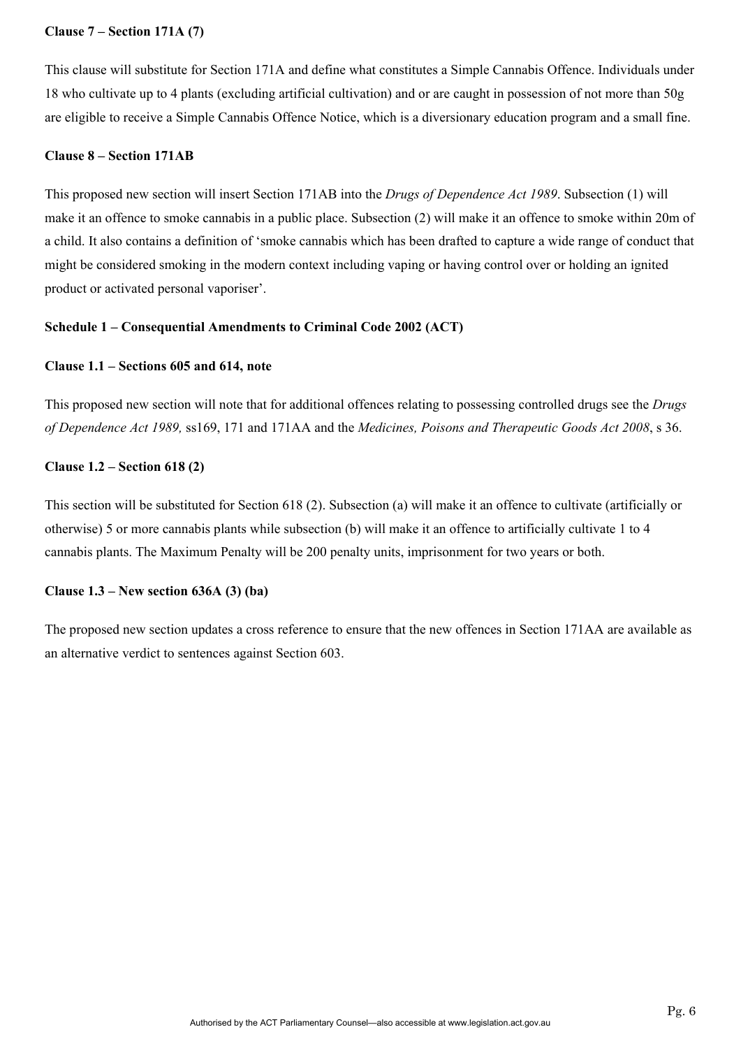**Clause 7 – Section 171A (7)**

This clause will substitute for Section 171A and define what constitutes a Simple Cannabis Offence. Individuals under 18 who cultivate up to 4 plants (excluding artificial cultivation) and or are caught in possession of not more than 50g are eligible to receive a Simple Cannabis Offence Notice, which is a diversionary education program and a small fine.

**Clause 8 – Section 171AB**

This proposed new section will insert Section 171AB into the *Drugs of Dependence Act 1989*. Subsection (1) will make it an offence to smoke cannabis in a public place. Subsection (2) will make it an offence to smoke within 20m of a child. It also contains a definition of 'smoke cannabis which has been drafted to capture a wide range of conduct that might be considered smoking in the modern context including vaping or having control over or holding an ignited product or activated personal vaporiser'.

**Schedule 1 – Consequential Amendments to Criminal Code 2002 (ACT)**

**Clause 1.1 – Sections 605 and 614, note**

This proposed new section will note that for additional offences relating to possessing controlled drugs see the *Drugs of Dependence Act 1989,* ss169, 171 and 171AA and the *Medicines, Poisons and Therapeutic Goods Act 2008*, s 36.

**Clause 1.2 – Section 618 (2)**

This section will be substituted for Section 618 (2). Subsection (a) will make it an offence to cultivate (artificially or otherwise) 5 or more cannabis plants while subsection (b) will make it an offence to artificially cultivate 1 to 4 cannabis plants. The Maximum Penalty will be 200 penalty units, imprisonment for two years or both.

**Clause 1.3 – New section 636A (3) (ba)**

The proposed new section updates a cross reference to ensure that the new offences in Section 171AA are available as an alternative verdict to sentences against Section 603.